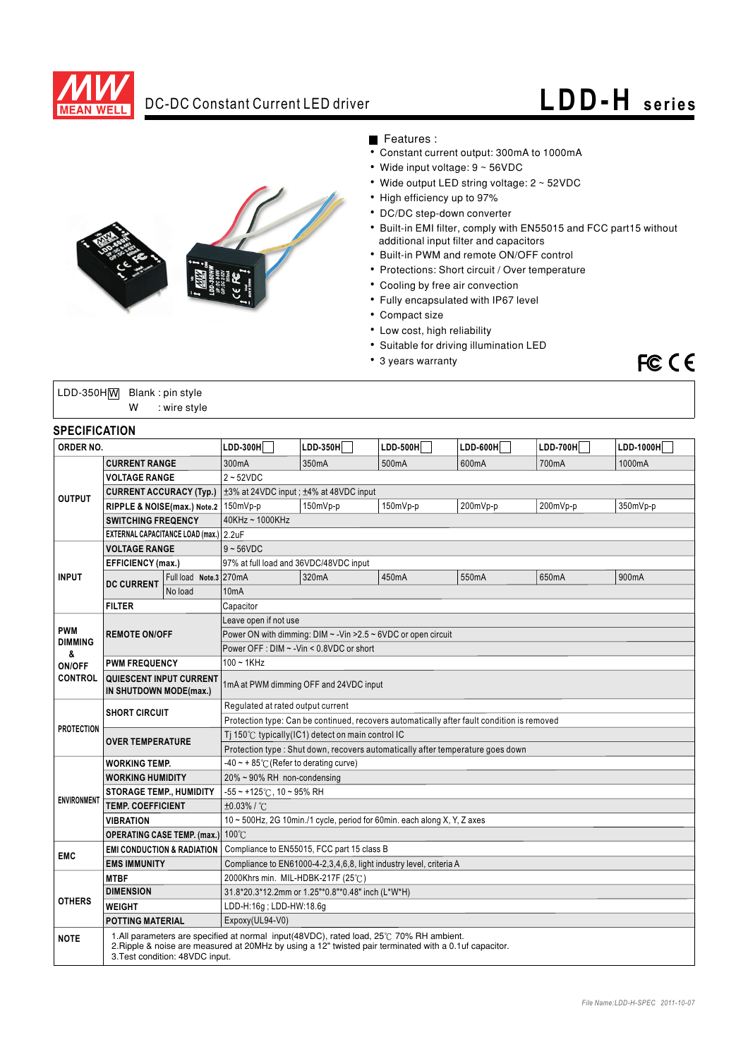# DC-DC Constant Current LED driver — LDD-H series

■ Features :

- Constant current output: 300mA to 1000mA
- Wide input voltage: 9 ~ 56VDC
- Wide output LED string voltage: 2 ~ 52VDC
- High efficiency up to 97%
- DC/DC step-down converter
- Built-in EMI filter, comply with EN55015 and FCC part15 without additional input filter and capacitors
- Built-in PWM and remote ON/OFF control
- Protections: Short circuit / Over temperature
- Cooling by free air convection
- Fully encapsulated with IP67 level
- Compact size
- Low cost, high reliability
- Suitable for driving illumination LED
- 3 years warranty

LDD-350H W — Blank : pin style; W : wire style

## SPECIFICATION

| ORDER NO. | | | LDD-300H□ | LDD-350H□ | LDD-500H□ | LDD-600H□ | LDD-700H□ | LDD-1000H□ |
|---|---|---|---|---|---|---|---|---|
| OUTPUT | CURRENT RANGE | | 300mA | 350mA | 500mA | 600mA | 700mA | 1000mA |
| | VOLTAGE RANGE | | 2 ~ 52VDC | | | | | |
| | CURRENT ACCURACY (Typ.) | | ±3% at 24VDC input ; ±4% at 48VDC input | | | | | |
| | RIPPLE & NOISE(max.) Note.2 | | 150mVp-p | 150mVp-p | 150mVp-p | 200mVp-p | 200mVp-p | 350mVp-p |
| | SWITCHING FREQENCY | | 40KHz ~ 1000KHz | | | | | |
| | EXTERNAL CAPACITANCE LOAD (max.) | | 2.2uF | | | | | |
| INPUT | VOLTAGE RANGE | | 9 ~ 56VDC | | | | | |
| | EFFICIENCY (max.) | | 97% at full load and 36VDC/48VDC input | | | | | |
| | DC CURRENT | Full load Note.3 | 270mA | 320mA | 450mA | 550mA | 650mA | 900mA |
| | | No load | 10mA | | | | | |
| | FILTER | | Capacitor | | | | | |
| PWM DIMMING & ON/OFF CONTROL | REMOTE ON/OFF | | Leave open if not use | | | | | |
| | | | Power ON with dimming: DIM ~ -Vin >2.5 ~ 6VDC or open circuit | | | | | |
| | | | Power OFF : DIM ~ -Vin < 0.8VDC or short | | | | | |
| | PWM FREQUENCY | | 100 ~ 1KHz | | | | | |
| | QUIESCENT INPUT CURRENT IN SHUTDOWN MODE(max.) | | 1mA at PWM dimming OFF and 24VDC input | | | | | |
| PROTECTION | SHORT CIRCUIT | | Regulated at rated output current | | | | | |
| | | | Protection type: Can be continued, recovers automatically after fault condition is removed | | | | | |
| | OVER TEMPERATURE | | Tj 150℃ typically(IC1) detect on main control IC | | | | | |
| | | | Protection type : Shut down, recovers automatically after temperature goes down | | | | | |
| ENVIRONMENT | WORKING TEMP. | | -40 ~ + 85℃ (Refer to derating curve) | | | | | |
| | WORKING HUMIDITY | | 20% ~ 90% RH non-condensing | | | | | |
| | STORAGE TEMP., HUMIDITY | | -55 ~ +125℃, 10 ~ 95% RH | | | | | |
| | TEMP. COEFFICIENT | | ±0.03% / ℃ | | | | | |
| | VIBRATION | | 10 ~ 500Hz, 2G 10min./1 cycle, period for 60min. each along X, Y, Z axes | | | | | |
| | OPERATING CASE TEMP. (max.) | | 100℃ | | | | | |
| EMC | EMI CONDUCTION & RADIATION | | Compliance to EN55015, FCC part 15 class B | | | | | |
| | EMS IMMUNITY | | Compliance to EN61000-4-2,3,4,6,8, light industry level, criteria A | | | | | |
| OTHERS | MTBF | | 2000Khrs min. MIL-HDBK-217F (25℃) | | | | | |
| | DIMENSION | | 31.8*20.3*12.2mm or 1.25"*0.8"*0.48" inch (L*W*H) | | | | | |
| | WEIGHT | | LDD-H:16g ; LDD-HW:18.6g | | | | | |
| | POTTING MATERIAL | | Expoxy(UL94-V0) | | | | | |
| NOTE | 1.All parameters are specified at normal input(48VDC), rated load, 25℃ 70% RH ambient.<br>2.Ripple & noise are measured at 20MHz by using a 12" twisted pair terminated with a 0.1uf capacitor.<br>3.Test condition: 48VDC input. | | | | | | | |

File Name:LDD-H-SPEC 2011-10-07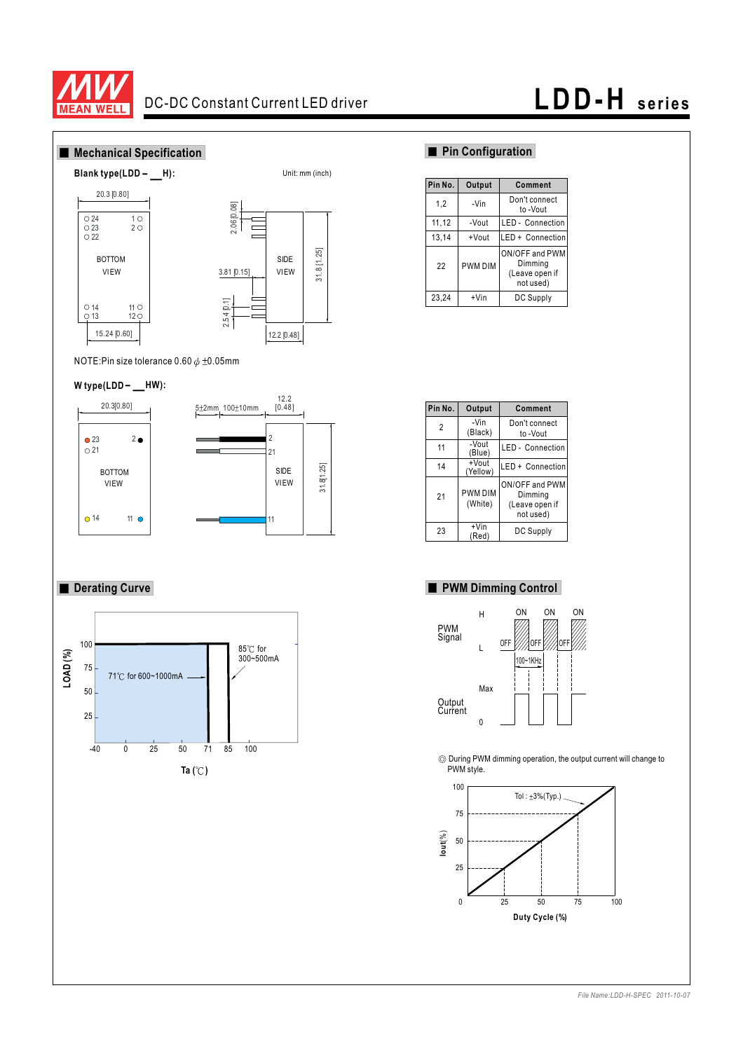DC-DC Constant Current LED driver

# LDD-H series

## Mechanical Specification

**Blank type(LDD – __H):**

Unit: mm (inch)

20.3 [0.80]

BOTTOM VIEW

SIDE VIEW

2.06 [0.08]

3.81 [0.15]

2.54 [0.1]

31.8 [1.25]

15.24 [0.60]

12.2 [0.48]

NOTE:Pin size tolerance 0.60 ϕ ±0.05mm

**W type(LDD – __HW):**

20.3[0.80]

5±2mm 100±10mm

12.2 [0.48]

BOTTOM VIEW

SIDE VIEW

31.8[1.25]

## Pin Configuration

| Pin No. | Output | Comment |
|---|---|---|
| 1,2 | -Vin | Don't connect to -Vout |
| 11,12 | -Vout | LED - Connection |
| 13,14 | +Vout | LED + Connection |
| 22 | PWM DIM | ON/OFF and PWM Dimming (Leave open if not used) |
| 23,24 | +Vin | DC Supply |

| Pin No. | Output | Comment |
|---|---|---|
| 2 | -Vin (Black) | Don't connect to -Vout |
| 11 | -Vout (Blue) | LED - Connection |
| 14 | +Vout (Yellow) | LED + Connection |
| 21 | PWM DIM (White) | ON/OFF and PWM Dimming (Leave open if not used) |
| 23 | +Vin (Red) | DC Supply |

## Derating Curve

LOAD (%)

71℃ for 600~1000mA

85℃ for 300~500mA

Ta (℃)

## PWM Dimming Control

PWM Signal

Output Current

100~1KHz

◎ During PWM dimming operation, the output current will change to PWM style.

Tol : ±3%(Typ.)

Iout(%)

Duty Cycle (%)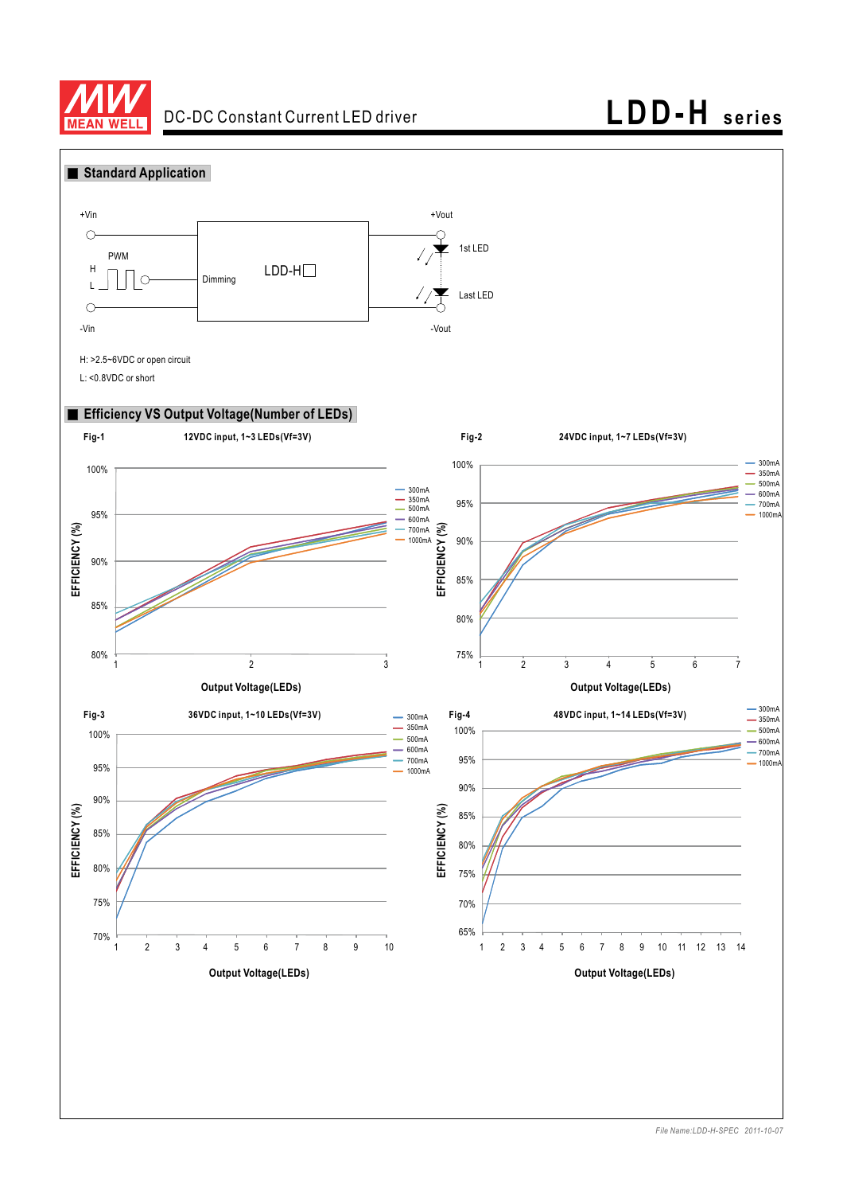MEAN WELL

DC-DC Constant Current LED driver

**LDD-H series**

## ■ Standard Application

+Vin

PWM

H

L

-Vin

Dimming

LDD-H□

+Vout

1st LED

Last LED

-Vout

H: >2.5~6VDC or open circuit

L: <0.8VDC or short

## ■ Efficiency VS Output Voltage(Number of LEDs)

**Fig-1**

**12VDC input, 1~3 LEDs(Vf=3V)**

EFFICIENCY (%)

100%
95%
90%
85%
80%

1
2
3

300mA
350mA
500mA
600mA
700mA
1000mA

**Output Voltage(LEDs)**

**Fig-2**

**24VDC input, 1~7 LEDs(Vf=3V)**

EFFICIENCY (%)

100%
95%
90%
85%
80%
75%

1
2
3
4
5
6
7

300mA
350mA
500mA
600mA
700mA
1000mA

**Output Voltage(LEDs)**

**Fig-3**

**36VDC input, 1~10 LEDs(Vf=3V)**

EFFICIENCY (%)

100%
95%
90%
85%
80%
75%
70%

1
2
3
4
5
6
7
8
9
10

300mA
350mA
500mA
600mA
700mA
1000mA

**Output Voltage(LEDs)**

**Fig-4**

**48VDC input, 1~14 LEDs(Vf=3V)**

EFFICIENCY (%)

100%
95%
90%
85%
80%
75%
70%
65%

1
2
3
4
5
6
7
8
9
10
11
12
13
14

300mA
350mA
500mA
600mA
700mA
1000mA

**Output Voltage(LEDs)**

*File Name:LDD-H-SPEC 2011-10-07*